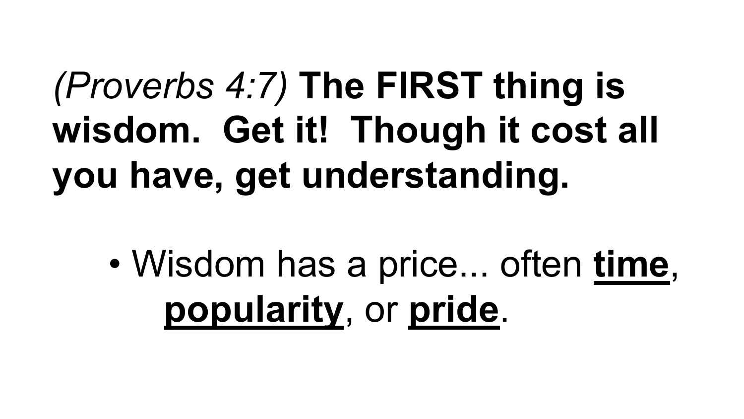*(Proverbs 4:7)* **The FIRST thing is wisdom. Get it! Though it cost all you have, get understanding.**

- Wisdom has a price... often <u>**time**</u>, <u>**popularity**</u>, or <u>**pride**</u>.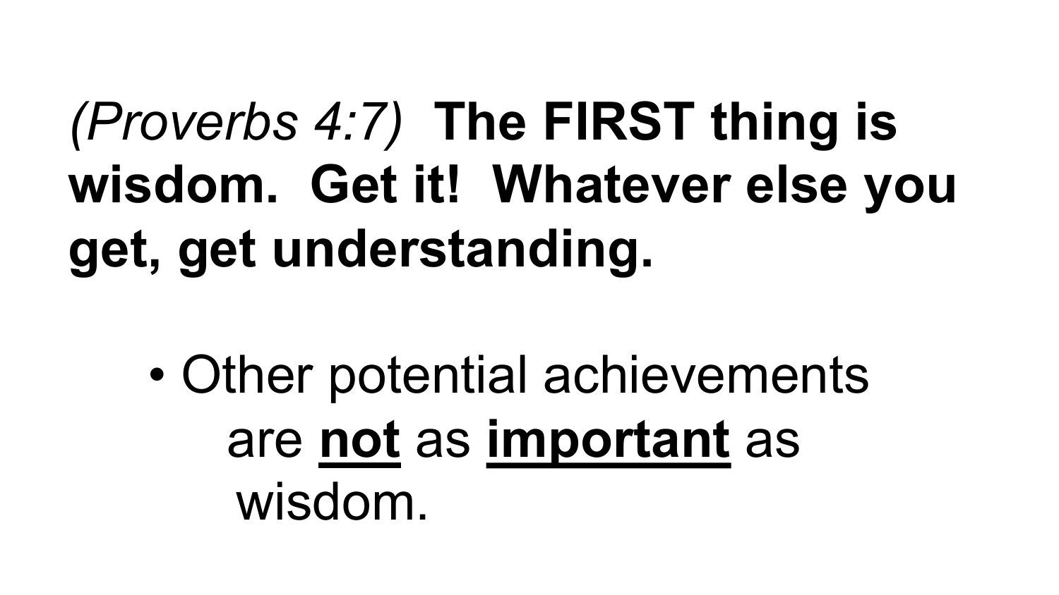*(Proverbs 4:7)* **The FIRST thing is wisdom. Get it! Whatever else you get, get understanding.**

- Other potential achievements are **<u>not</u>** as **<u>important</u>** as wisdom.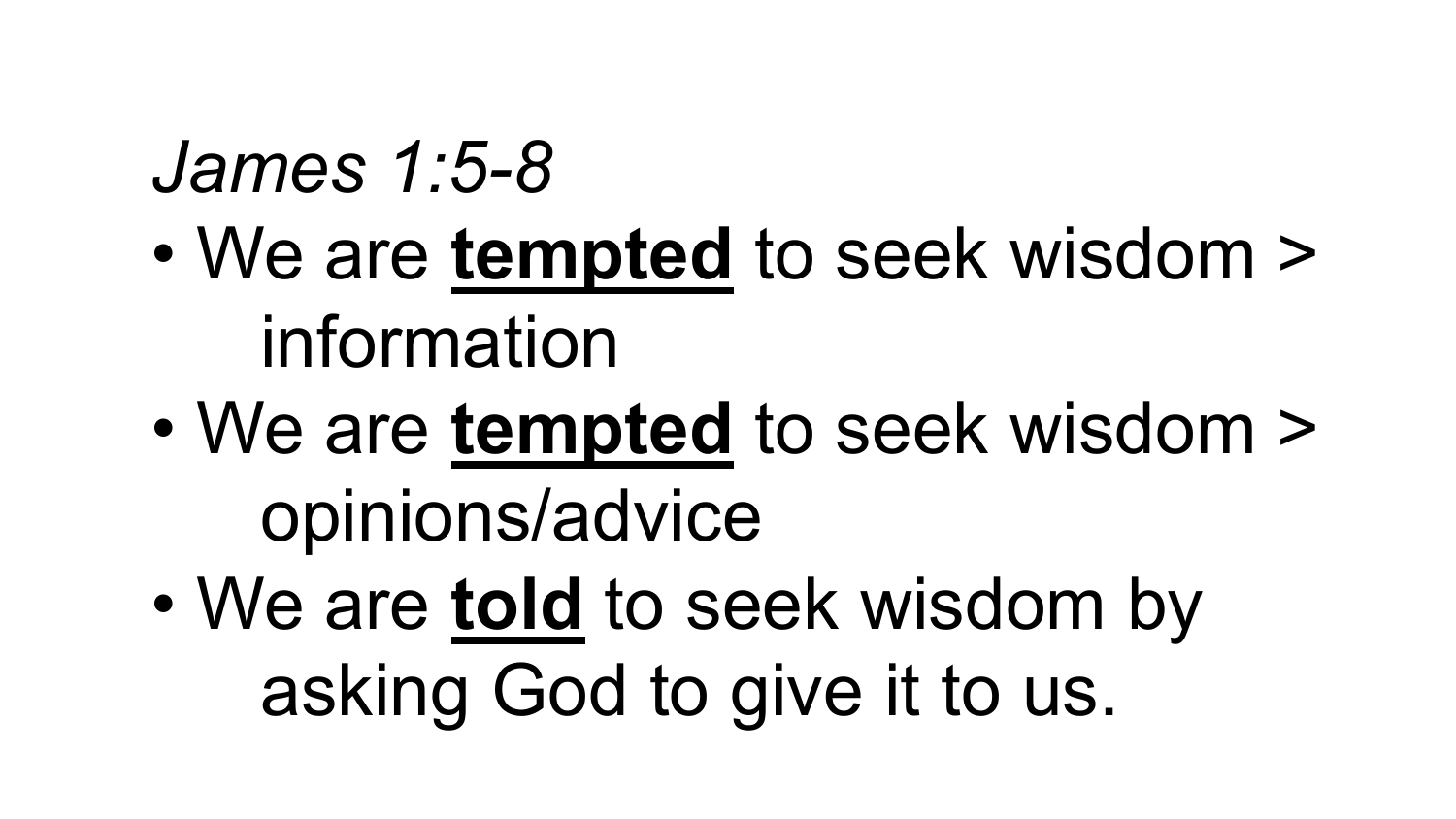*James 1:5-8*

- We are **tempted** to seek wisdom > information
- We are **tempted** to seek wisdom > opinions/advice
- We are **told** to seek wisdom by asking God to give it to us.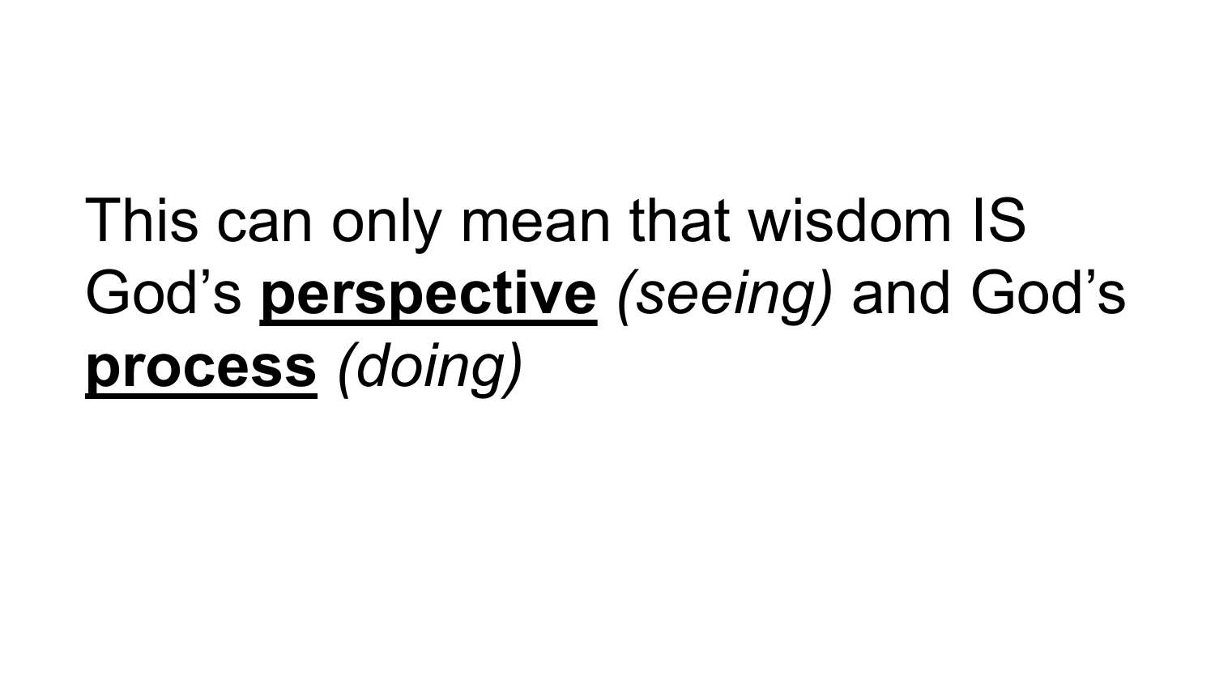This can only mean that wisdom IS God's <u>**perspective**</u> *(seeing)* and God's <u>**process**</u> *(doing)*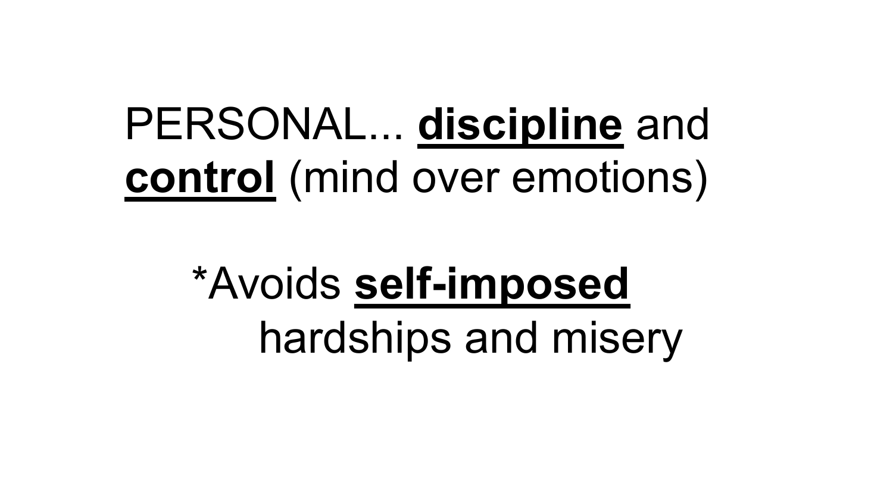PERSONAL... **discipline** and **control** (mind over emotions)

*Avoids **self-imposed** hardships and misery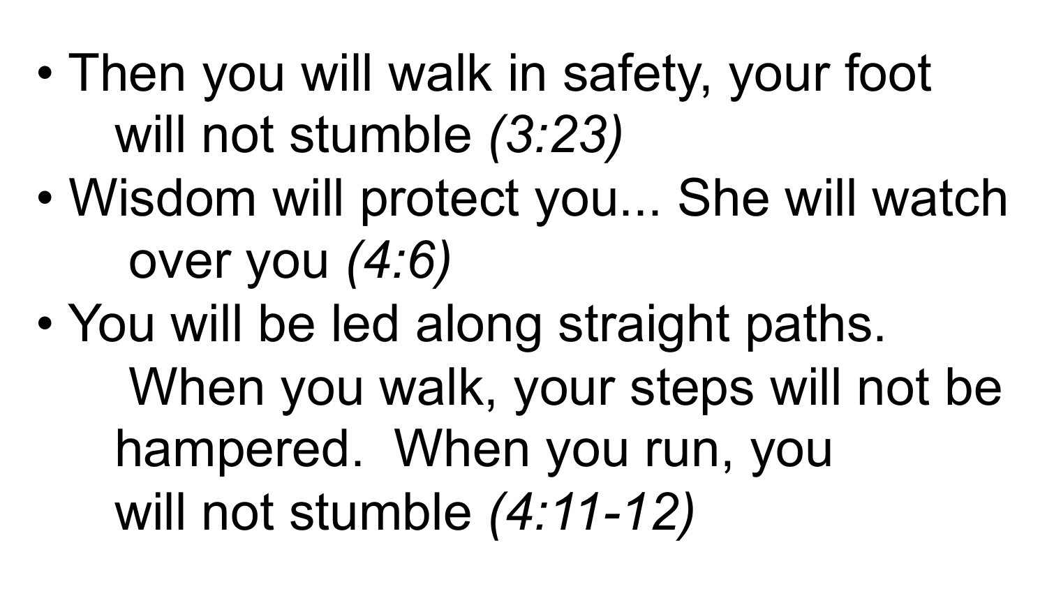- Then you will walk in safety, your foot will not stumble *(3:23)*
- Wisdom will protect you... She will watch over you *(4:6)*
- You will be led along straight paths. When you walk, your steps will not be hampered. When you run, you will not stumble *(4:11-12)*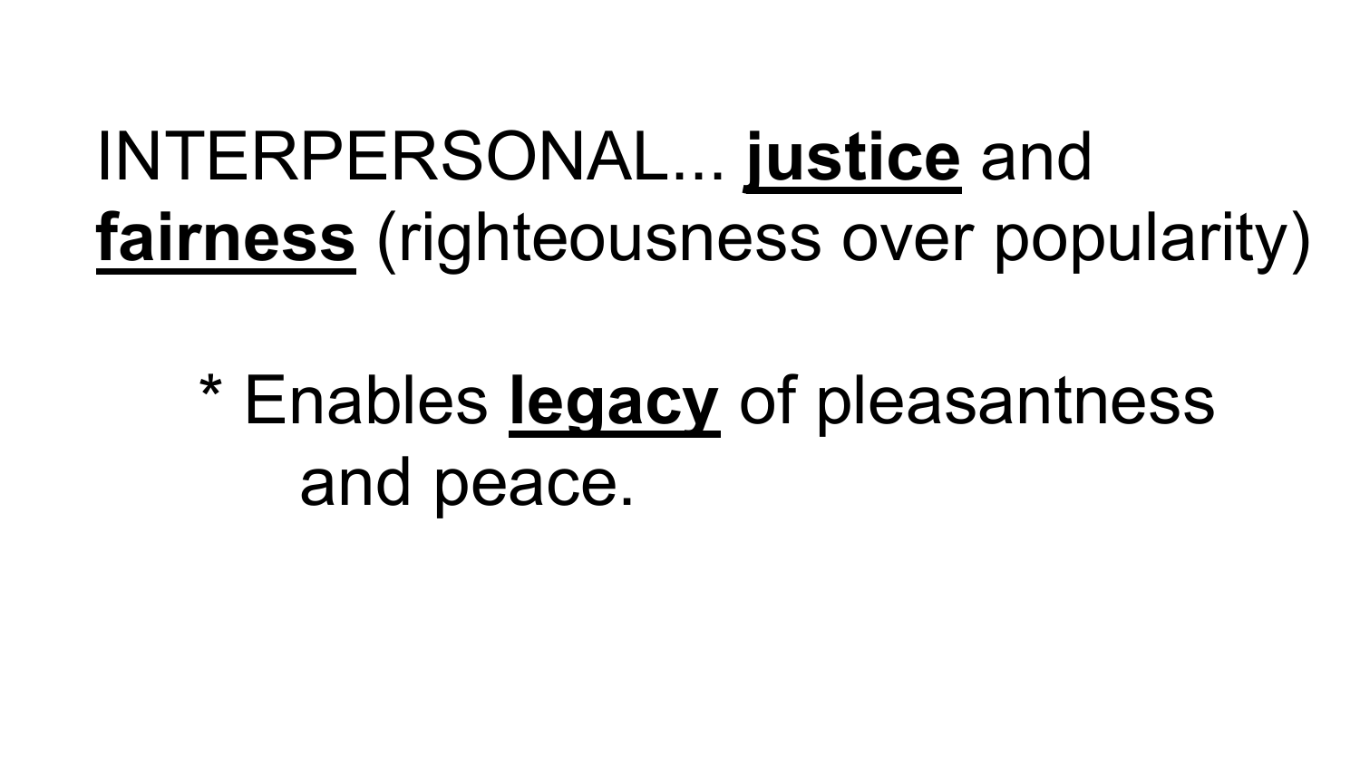INTERPERSONAL... **justice** and **fairness** (righteousness over popularity)

* Enables **legacy** of pleasantness and peace.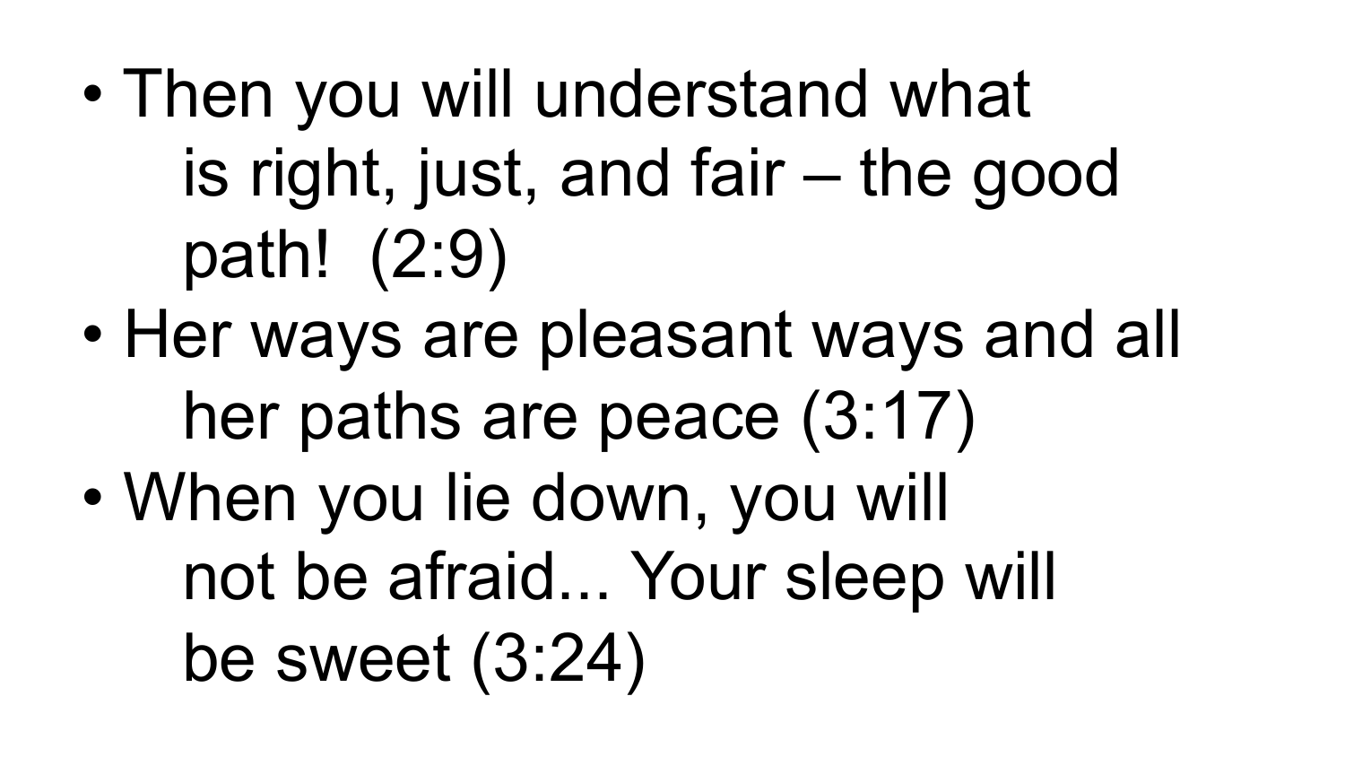- Then you will understand what is right, just, and fair – the good path! (2:9)
- Her ways are pleasant ways and all her paths are peace (3:17)
- When you lie down, you will not be afraid... Your sleep will be sweet (3:24)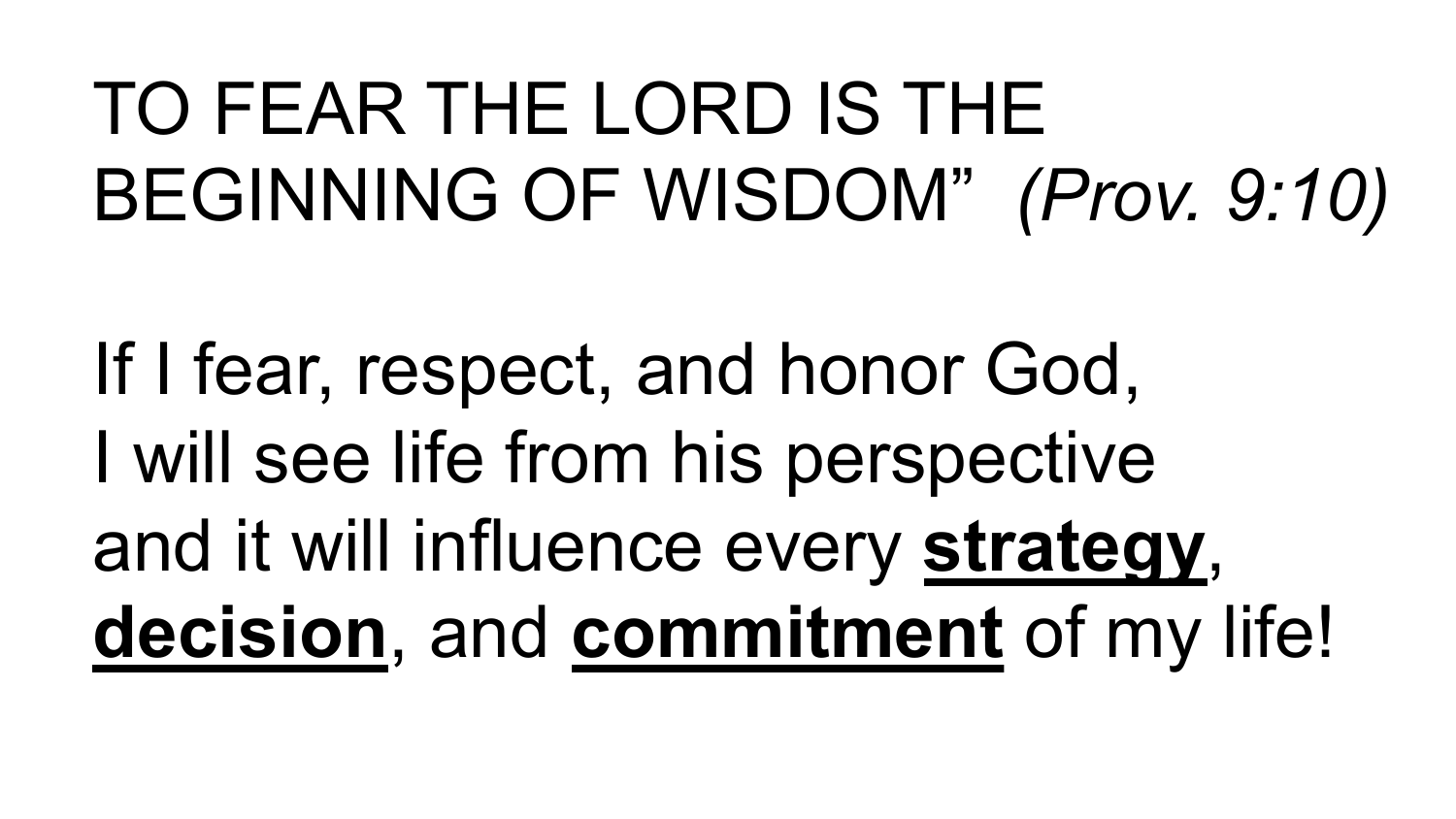TO FEAR THE LORD IS THE BEGINNING OF WISDOM" *(Prov. 9:10)*

If I fear, respect, and honor God,
I will see life from his perspective
and it will influence every <u>**strategy**</u>, <u>**decision**</u>, and <u>**commitment**</u> of my life!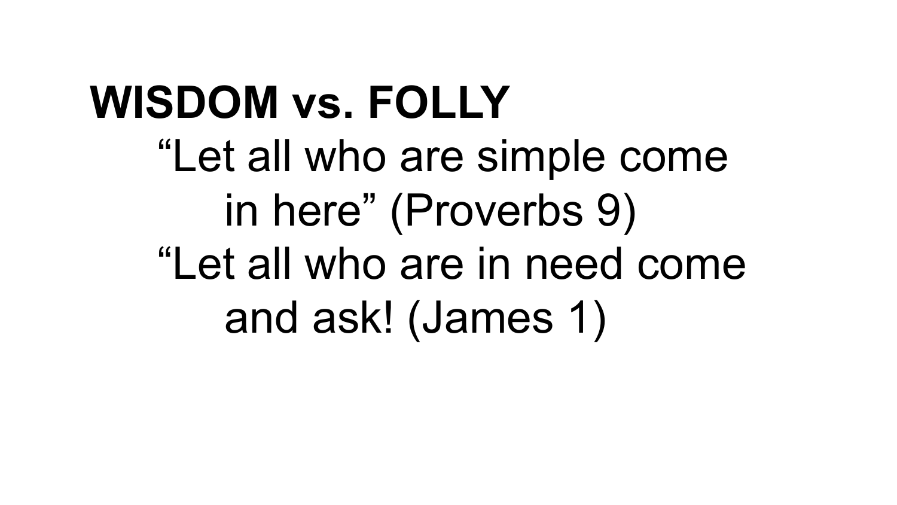**WISDOM vs. FOLLY**

“Let all who are simple come in here” (Proverbs 9)

“Let all who are in need come and ask! (James 1)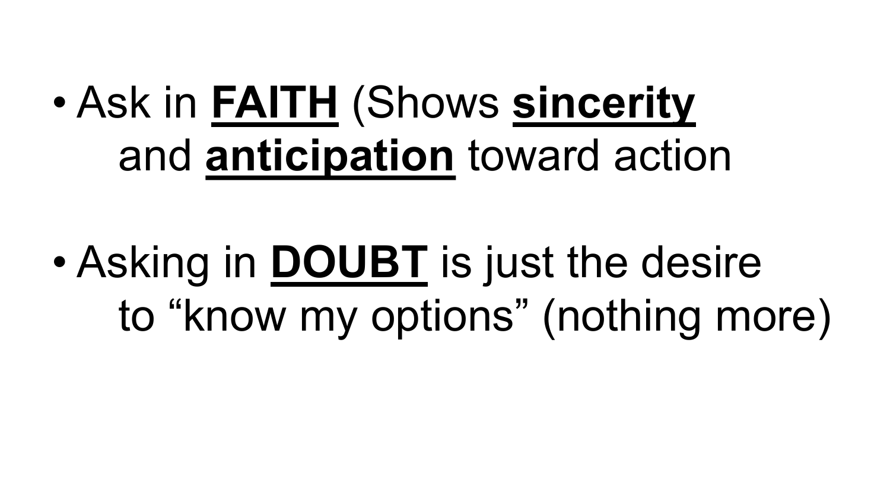- Ask in **<u>FAITH</u>** (Shows **<u>sincerity</u>** and **<u>anticipation</u>** toward action

- Asking in **<u>DOUBT</u>** is just the desire to “know my options” (nothing more)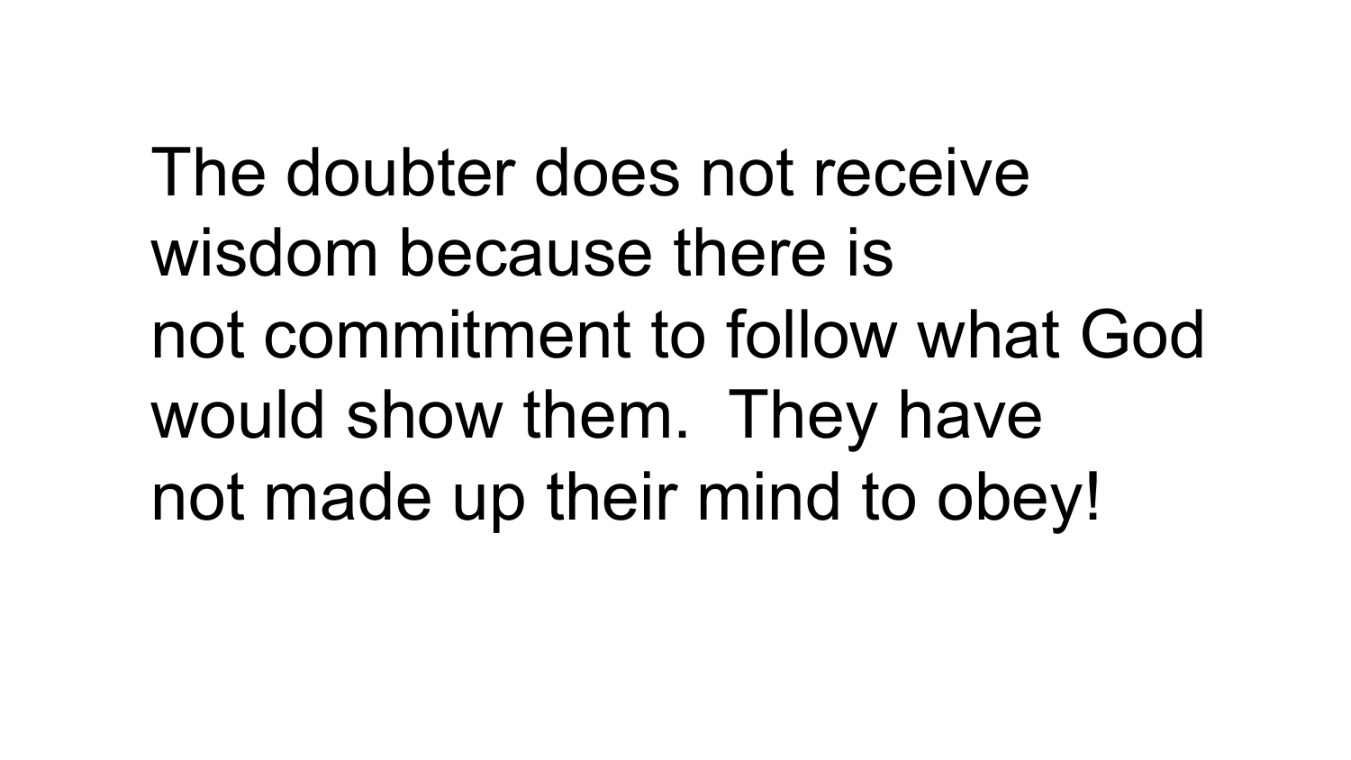The doubter does not receive wisdom because there is not commitment to follow what God would show them.  They have not made up their mind to obey!